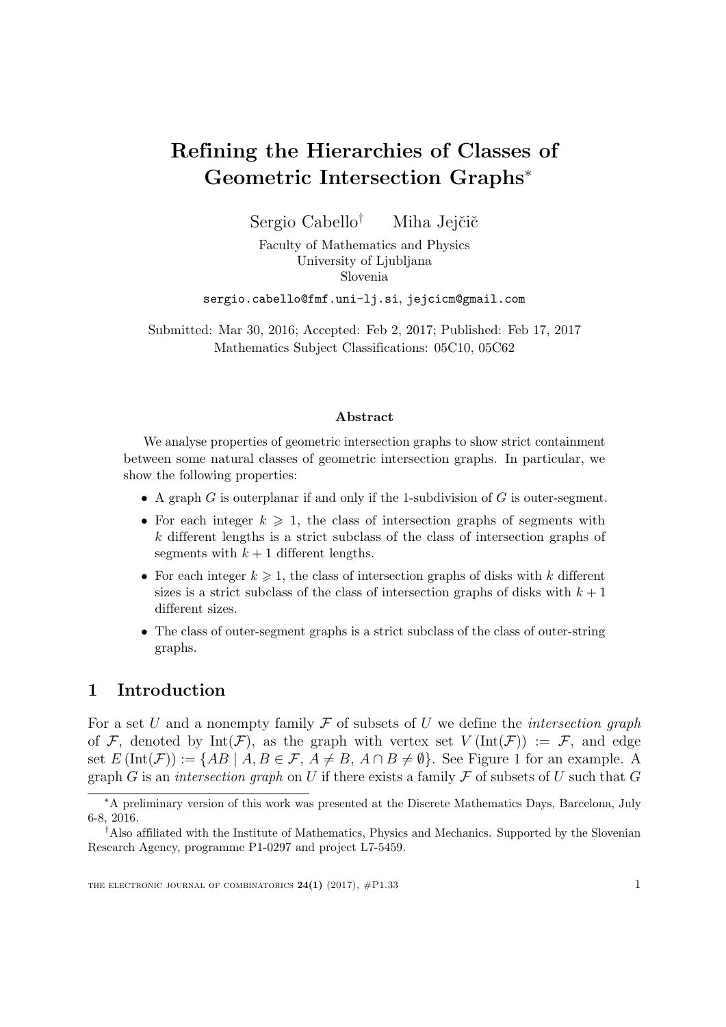# Refining the Hierarchies of Classes of Geometric Intersection Graphs[*]

Sergio Cabello[†] Miha Jejčič

Faculty of Mathematics and Physics
University of Ljubljana
Slovenia

sergio.cabello@fmf.uni-lj.si, jejcicm@gmail.com

Submitted: Mar 30, 2016; Accepted: Feb 2, 2017; Published: Feb 17, 2017
Mathematics Subject Classifications: 05C10, 05C62

### Abstract

We analyse properties of geometric intersection graphs to show strict containment between some natural classes of geometric intersection graphs. In particular, we show the following properties:

- A graph $G$ is outerplanar if and only if the 1-subdivision of $G$ is outer-segment.
- For each integer $k \geqslant 1$, the class of intersection graphs of segments with $k$ different lengths is a strict subclass of the class of intersection graphs of segments with $k+1$ different lengths.
- For each integer $k \geqslant 1$, the class of intersection graphs of disks with $k$ different sizes is a strict subclass of the class of intersection graphs of disks with $k+1$ different sizes.
- The class of outer-segment graphs is a strict subclass of the class of outer-string graphs.

## 1 Introduction

For a set $U$ and a nonempty family $\mathcal{F}$ of subsets of $U$ we define the *intersection graph* of $\mathcal{F}$, denoted by $\operatorname{Int}(\mathcal{F})$, as the graph with vertex set $V(\operatorname{Int}(\mathcal{F})) := \mathcal{F}$, and edge set $E(\operatorname{Int}(\mathcal{F})) := \{AB \mid A, B \in \mathcal{F},\ A \neq B,\ A \cap B \neq \emptyset\}$. See Figure 1 for an example. A graph $G$ is an *intersection graph* on $U$ if there exists a family $\mathcal{F}$ of subsets of $U$ such that $G$

[*]A preliminary version of this work was presented at the Discrete Mathematics Days, Barcelona, July 6-8, 2016.

[†]Also affiliated with the Institute of Mathematics, Physics and Mechanics. Supported by the Slovenian Research Agency, programme P1-0297 and project L7-5459.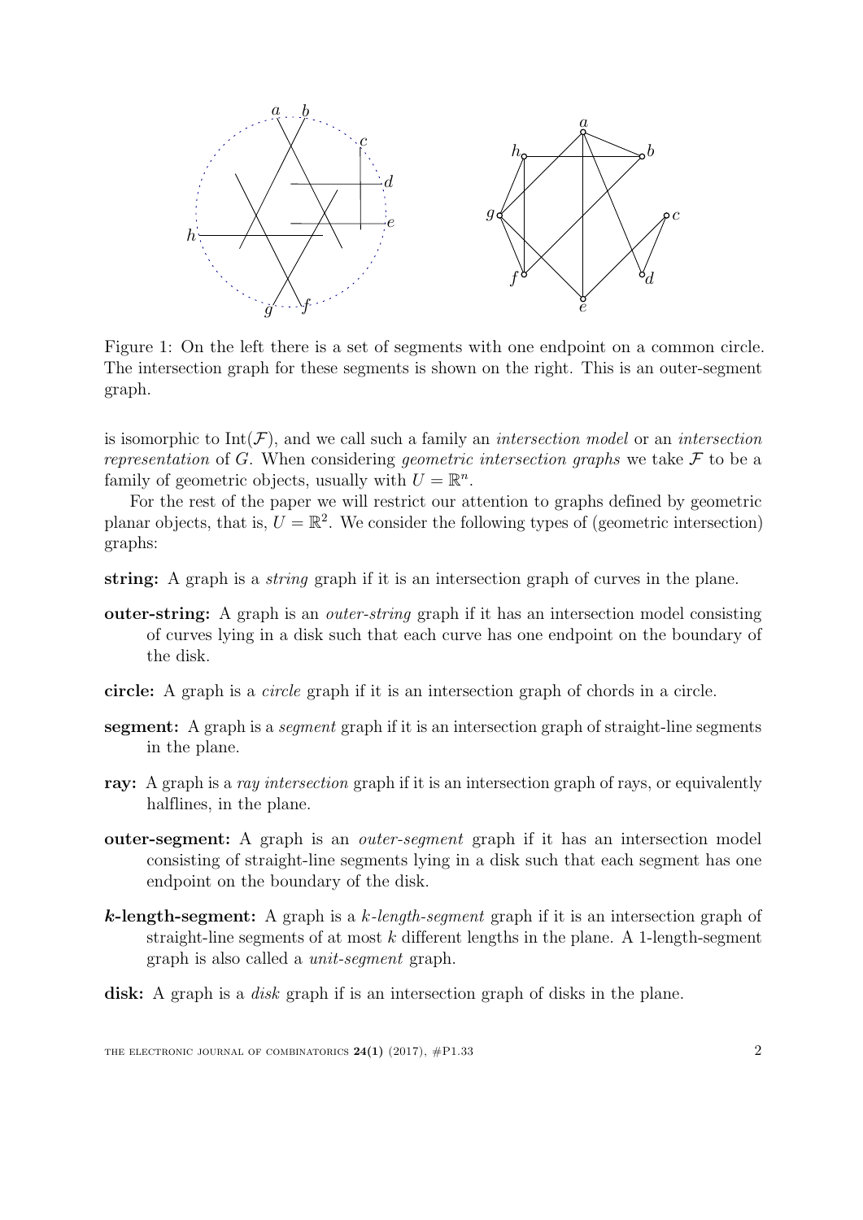Figure 1: On the left there is a set of segments with one endpoint on a common circle. The intersection graph for these segments is shown on the right. This is an outer-segment graph.

is isomorphic to $\mathrm{Int}(\mathcal{F})$, and we call such a family an *intersection model* or an *intersection representation* of $G$. When considering *geometric intersection graphs* we take $\mathcal{F}$ to be a family of geometric objects, usually with $U = \mathbb{R}^n$.

For the rest of the paper we will restrict our attention to graphs defined by geometric planar objects, that is, $U = \mathbb{R}^2$. We consider the following types of (geometric intersection) graphs:

**string:** A graph is a *string* graph if it is an intersection graph of curves in the plane.

**outer-string:** A graph is an *outer-string* graph if it has an intersection model consisting of curves lying in a disk such that each curve has one endpoint on the boundary of the disk.

**circle:** A graph is a *circle* graph if it is an intersection graph of chords in a circle.

**segment:** A graph is a *segment* graph if it is an intersection graph of straight-line segments in the plane.

**ray:** A graph is a *ray intersection* graph if it is an intersection graph of rays, or equivalently halflines, in the plane.

**outer-segment:** A graph is an *outer-segment* graph if it has an intersection model consisting of straight-line segments lying in a disk such that each segment has one endpoint on the boundary of the disk.

***k*-length-segment:** A graph is a *$k$-length-segment* graph if it is an intersection graph of straight-line segments of at most $k$ different lengths in the plane. A 1-length-segment graph is also called a *unit-segment* graph.

**disk:** A graph is a *disk* graph if is an intersection graph of disks in the plane.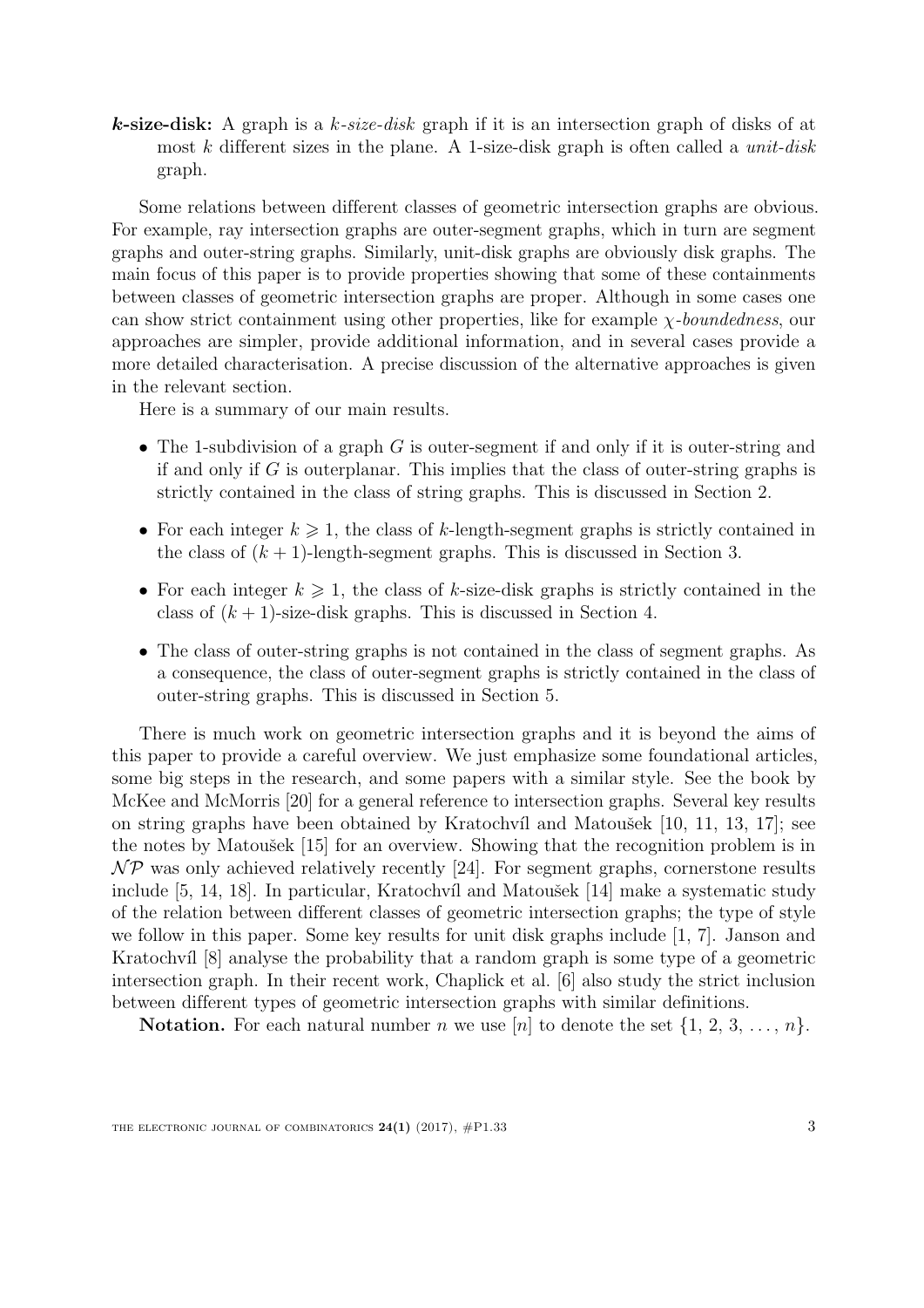***k*-size-disk:** A graph is a *k-size-disk* graph if it is an intersection graph of disks of at most $k$ different sizes in the plane. A 1-size-disk graph is often called a *unit-disk* graph.

Some relations between different classes of geometric intersection graphs are obvious. For example, ray intersection graphs are outer-segment graphs, which in turn are segment graphs and outer-string graphs. Similarly, unit-disk graphs are obviously disk graphs. The main focus of this paper is to provide properties showing that some of these containments between classes of geometric intersection graphs are proper. Although in some cases one can show strict containment using other properties, like for example $\chi$*-boundedness*, our approaches are simpler, provide additional information, and in several cases provide a more detailed characterisation. A precise discussion of the alternative approaches is given in the relevant section.

Here is a summary of our main results.

- The 1-subdivision of a graph $G$ is outer-segment if and only if it is outer-string and if and only if $G$ is outerplanar. This implies that the class of outer-string graphs is strictly contained in the class of string graphs. This is discussed in Section 2.
- For each integer $k \geqslant 1$, the class of $k$-length-segment graphs is strictly contained in the class of $(k+1)$-length-segment graphs. This is discussed in Section 3.
- For each integer $k \geqslant 1$, the class of $k$-size-disk graphs is strictly contained in the class of $(k+1)$-size-disk graphs. This is discussed in Section 4.
- The class of outer-string graphs is not contained in the class of segment graphs. As a consequence, the class of outer-segment graphs is strictly contained in the class of outer-string graphs. This is discussed in Section 5.

There is much work on geometric intersection graphs and it is beyond the aims of this paper to provide a careful overview. We just emphasize some foundational articles, some big steps in the research, and some papers with a similar style. See the book by McKee and McMorris [20] for a general reference to intersection graphs. Several key results on string graphs have been obtained by Kratochvíl and Matoušek [10, 11, 13, 17]; see the notes by Matoušek [15] for an overview. Showing that the recognition problem is in $\mathcal{NP}$ was only achieved relatively recently [24]. For segment graphs, cornerstone results include [5, 14, 18]. In particular, Kratochvíl and Matoušek [14] make a systematic study of the relation between different classes of geometric intersection graphs; the type of style we follow in this paper. Some key results for unit disk graphs include [1, 7]. Janson and Kratochvíl [8] analyse the probability that a random graph is some type of a geometric intersection graph. In their recent work, Chaplick et al. [6] also study the strict inclusion between different types of geometric intersection graphs with similar definitions.

**Notation.** For each natural number $n$ we use $[n]$ to denote the set $\{1, 2, 3, \ldots, n\}$.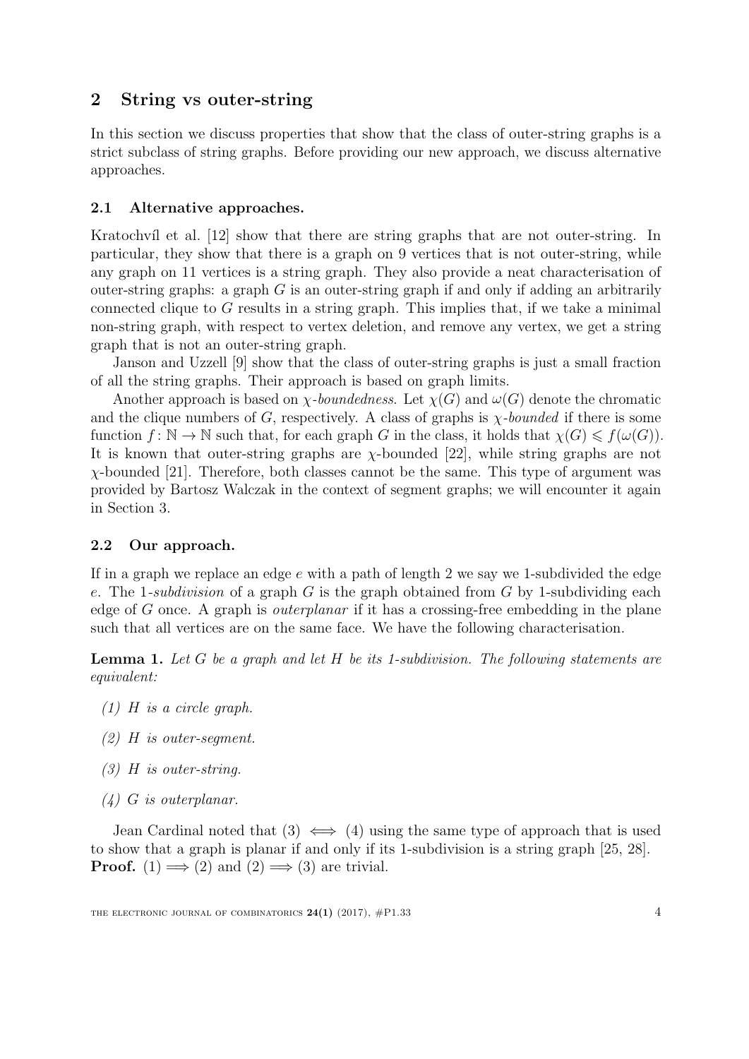## 2 String vs outer-string

In this section we discuss properties that show that the class of outer-string graphs is a strict subclass of string graphs. Before providing our new approach, we discuss alternative approaches.

### 2.1 Alternative approaches.

Kratochvíl et al. [12] show that there are string graphs that are not outer-string. In particular, they show that there is a graph on 9 vertices that is not outer-string, while any graph on 11 vertices is a string graph. They also provide a neat characterisation of outer-string graphs: a graph $G$ is an outer-string graph if and only if adding an arbitrarily connected clique to $G$ results in a string graph. This implies that, if we take a minimal non-string graph, with respect to vertex deletion, and remove any vertex, we get a string graph that is not an outer-string graph.

Janson and Uzzell [9] show that the class of outer-string graphs is just a small fraction of all the string graphs. Their approach is based on graph limits.

Another approach is based on *$\chi$-boundedness*. Let $\chi(G)$ and $\omega(G)$ denote the chromatic and the clique numbers of $G$, respectively. A class of graphs is *$\chi$-bounded* if there is some function $f\colon \mathbb{N} \to \mathbb{N}$ such that, for each graph $G$ in the class, it holds that $\chi(G) \leqslant f(\omega(G))$. It is known that outer-string graphs are $\chi$-bounded [22], while string graphs are not $\chi$-bounded [21]. Therefore, both classes cannot be the same. This type of argument was provided by Bartosz Walczak in the context of segment graphs; we will encounter it again in Section 3.

### 2.2 Our approach.

If in a graph we replace an edge $e$ with a path of length 2 we say we 1-subdivided the edge $e$. The *1-subdivision* of a graph $G$ is the graph obtained from $G$ by 1-subdividing each edge of $G$ once. A graph is *outerplanar* if it has a crossing-free embedding in the plane such that all vertices are on the same face. We have the following characterisation.

**Lemma 1.** *Let $G$ be a graph and let $H$ be its 1-subdivision. The following statements are equivalent:*

*(1) $H$ is a circle graph.*

*(2) $H$ is outer-segment.*

*(3) $H$ is outer-string.*

*(4) $G$ is outerplanar.*

Jean Cardinal noted that (3) $\iff$ (4) using the same type of approach that is used to show that a graph is planar if and only if its 1-subdivision is a string graph [25, 28].

**Proof.** (1) $\implies$ (2) and (2) $\implies$ (3) are trivial.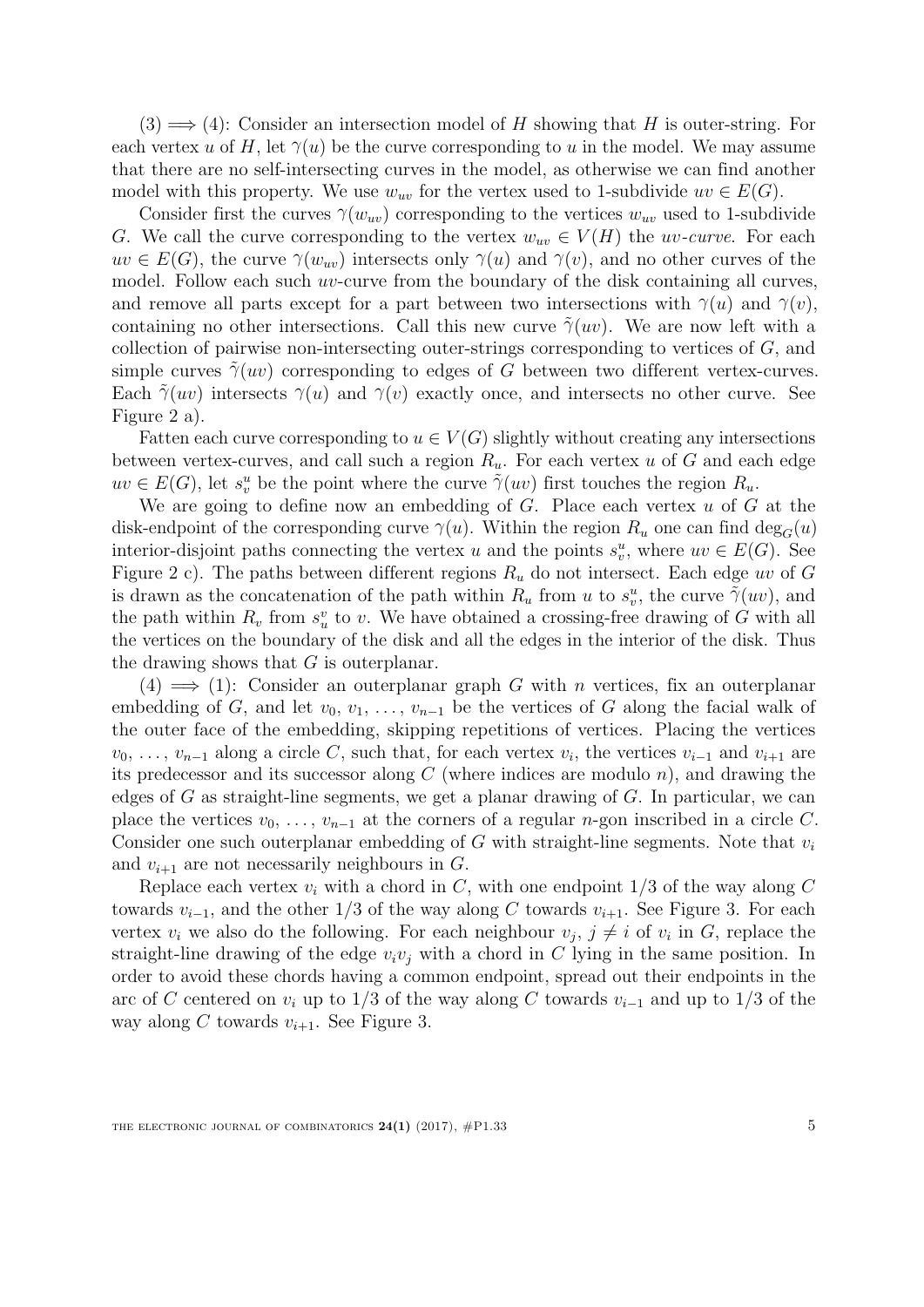(3) $\implies$ (4): Consider an intersection model of $H$ showing that $H$ is outer-string. For each vertex $u$ of $H$, let $\gamma(u)$ be the curve corresponding to $u$ in the model. We may assume that there are no self-intersecting curves in the model, as otherwise we can find another model with this property. We use $w_{uv}$ for the vertex used to 1-subdivide $uv \in E(G)$.

Consider first the curves $\gamma(w_{uv})$ corresponding to the vertices $w_{uv}$ used to 1-subdivide $G$. We call the curve corresponding to the vertex $w_{uv} \in V(H)$ the *uv-curve*. For each $uv \in E(G)$, the curve $\gamma(w_{uv})$ intersects only $\gamma(u)$ and $\gamma(v)$, and no other curves of the model. Follow each such $uv$-curve from the boundary of the disk containing all curves, and remove all parts except for a part between two intersections with $\gamma(u)$ and $\gamma(v)$, containing no other intersections. Call this new curve $\tilde{\gamma}(uv)$. We are now left with a collection of pairwise non-intersecting outer-strings corresponding to vertices of $G$, and simple curves $\tilde{\gamma}(uv)$ corresponding to edges of $G$ between two different vertex-curves. Each $\tilde{\gamma}(uv)$ intersects $\gamma(u)$ and $\gamma(v)$ exactly once, and intersects no other curve. See Figure 2 a).

Fatten each curve corresponding to $u \in V(G)$ slightly without creating any intersections between vertex-curves, and call such a region $R_u$. For each vertex $u$ of $G$ and each edge $uv \in E(G)$, let $s^u_v$ be the point where the curve $\tilde{\gamma}(uv)$ first touches the region $R_u$.

We are going to define now an embedding of $G$. Place each vertex $u$ of $G$ at the disk-endpoint of the corresponding curve $\gamma(u)$. Within the region $R_u$ one can find $\deg_G(u)$ interior-disjoint paths connecting the vertex $u$ and the points $s^u_v$, where $uv \in E(G)$. See Figure 2 c). The paths between different regions $R_u$ do not intersect. Each edge $uv$ of $G$ is drawn as the concatenation of the path within $R_u$ from $u$ to $s^u_v$, the curve $\tilde{\gamma}(uv)$, and the path within $R_v$ from $s^v_u$ to $v$. We have obtained a crossing-free drawing of $G$ with all the vertices on the boundary of the disk and all the edges in the interior of the disk. Thus the drawing shows that $G$ is outerplanar.

(4) $\implies$ (1): Consider an outerplanar graph $G$ with $n$ vertices, fix an outerplanar embedding of $G$, and let $v_0, v_1, \ldots, v_{n-1}$ be the vertices of $G$ along the facial walk of the outer face of the embedding, skipping repetitions of vertices. Placing the vertices $v_0, \ldots, v_{n-1}$ along a circle $C$, such that, for each vertex $v_i$, the vertices $v_{i-1}$ and $v_{i+1}$ are its predecessor and its successor along $C$ (where indices are modulo $n$), and drawing the edges of $G$ as straight-line segments, we get a planar drawing of $G$. In particular, we can place the vertices $v_0, \ldots, v_{n-1}$ at the corners of a regular $n$-gon inscribed in a circle $C$. Consider one such outerplanar embedding of $G$ with straight-line segments. Note that $v_i$ and $v_{i+1}$ are not necessarily neighbours in $G$.

Replace each vertex $v_i$ with a chord in $C$, with one endpoint $1/3$ of the way along $C$ towards $v_{i-1}$, and the other $1/3$ of the way along $C$ towards $v_{i+1}$. See Figure 3. For each vertex $v_i$ we also do the following. For each neighbour $v_j$, $j \neq i$ of $v_i$ in $G$, replace the straight-line drawing of the edge $v_iv_j$ with a chord in $C$ lying in the same position. In order to avoid these chords having a common endpoint, spread out their endpoints in the arc of $C$ centered on $v_i$ up to $1/3$ of the way along $C$ towards $v_{i-1}$ and up to $1/3$ of the way along $C$ towards $v_{i+1}$. See Figure 3.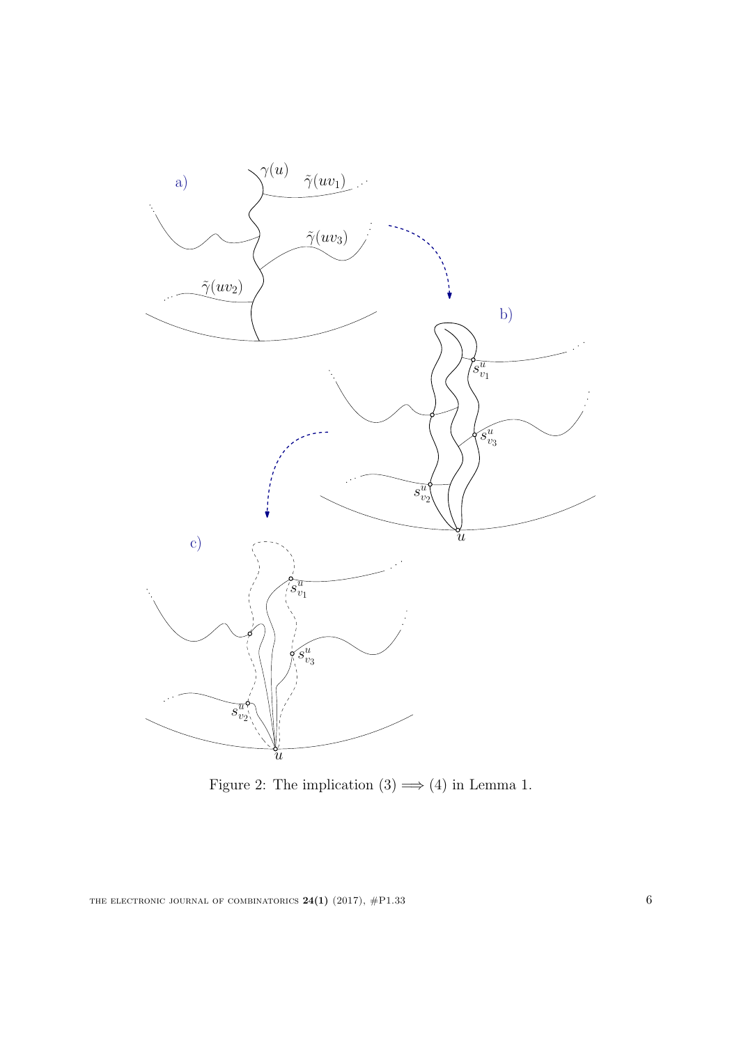Figure 2: The implication (3) $\Longrightarrow$ (4) in Lemma 1.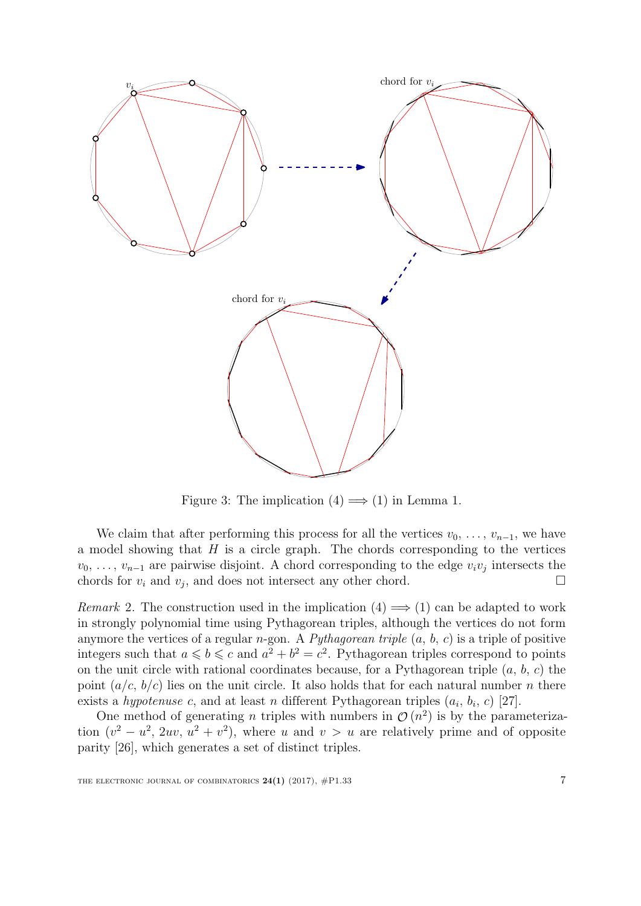Figure 3: The implication (4) $\Longrightarrow$ (1) in Lemma 1.

We claim that after performing this process for all the vertices $v_0, \ldots, v_{n-1}$, we have a model showing that $H$ is a circle graph. The chords corresponding to the vertices $v_0, \ldots, v_{n-1}$ are pairwise disjoint. A chord corresponding to the edge $v_iv_j$ intersects the chords for $v_i$ and $v_j$, and does not intersect any other chord. $\square$

*Remark* 2. The construction used in the implication (4) $\Longrightarrow$ (1) can be adapted to work in strongly polynomial time using Pythagorean triples, although the vertices do not form anymore the vertices of a regular $n$-gon. A *Pythagorean triple* $(a, b, c)$ is a triple of positive integers such that $a \leqslant b \leqslant c$ and $a^2 + b^2 = c^2$. Pythagorean triples correspond to points on the unit circle with rational coordinates because, for a Pythagorean triple $(a, b, c)$ the point $(a/c, b/c)$ lies on the unit circle. It also holds that for each natural number $n$ there exists a *hypotenuse* $c$, and at least $n$ different Pythagorean triples $(a_i, b_i, c)$ [27].

One method of generating $n$ triples with numbers in $\mathcal{O}(n^2)$ is by the parameterization $(v^2 - u^2, 2uv, u^2 + v^2)$, where $u$ and $v > u$ are relatively prime and of opposite parity [26], which generates a set of distinct triples.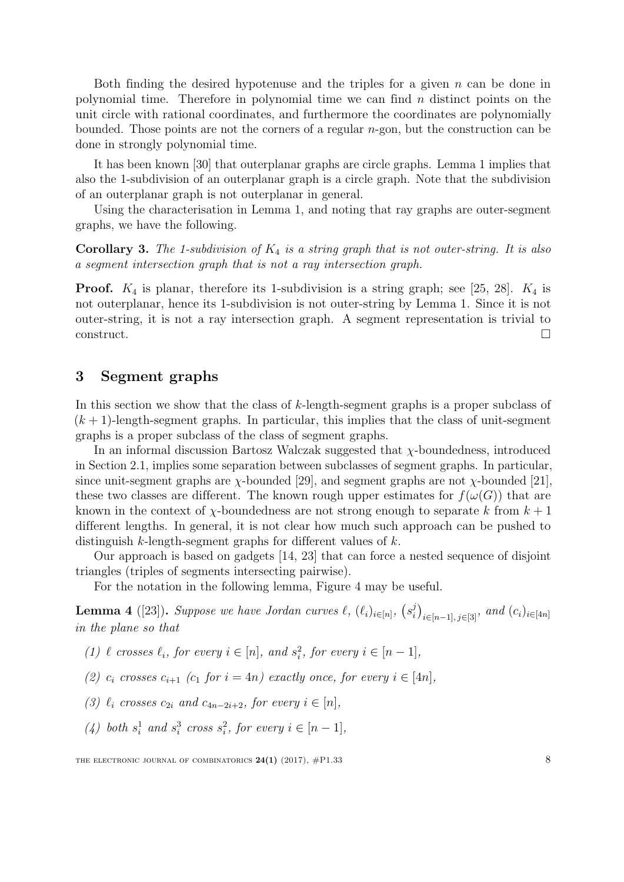Both finding the desired hypotenuse and the triples for a given $n$ can be done in polynomial time. Therefore in polynomial time we can find $n$ distinct points on the unit circle with rational coordinates, and furthermore the coordinates are polynomially bounded. Those points are not the corners of a regular $n$-gon, but the construction can be done in strongly polynomial time.

It has been known [30] that outerplanar graphs are circle graphs. Lemma 1 implies that also the 1-subdivision of an outerplanar graph is a circle graph. Note that the subdivision of an outerplanar graph is not outerplanar in general.

Using the characterisation in Lemma 1, and noting that ray graphs are outer-segment graphs, we have the following.

**Corollary 3.** *The 1-subdivision of $K_4$ is a string graph that is not outer-string. It is also a segment intersection graph that is not a ray intersection graph.*

**Proof.** $K_4$ is planar, therefore its 1-subdivision is a string graph; see [25, 28]. $K_4$ is not outerplanar, hence its 1-subdivision is not outer-string by Lemma 1. Since it is not outer-string, it is not a ray intersection graph. A segment representation is trivial to construct. □

## 3 Segment graphs

In this section we show that the class of $k$-length-segment graphs is a proper subclass of $(k+1)$-length-segment graphs. In particular, this implies that the class of unit-segment graphs is a proper subclass of the class of segment graphs.

In an informal discussion Bartosz Walczak suggested that $\chi$-boundedness, introduced in Section 2.1, implies some separation between subclasses of segment graphs. In particular, since unit-segment graphs are $\chi$-bounded [29], and segment graphs are not $\chi$-bounded [21], these two classes are different. The known rough upper estimates for $f(\omega(G))$ that are known in the context of $\chi$-boundedness are not strong enough to separate $k$ from $k+1$ different lengths. In general, it is not clear how much such approach can be pushed to distinguish $k$-length-segment graphs for different values of $k$.

Our approach is based on gadgets [14, 23] that can force a nested sequence of disjoint triangles (triples of segments intersecting pairwise).

For the notation in the following lemma, Figure 4 may be useful.

**Lemma 4** ([23])**.** *Suppose we have Jordan curves $\ell$, $(\ell_i)_{i\in[n]}$, $\left(s_i^j\right)_{i\in[n-1],\, j\in[3]}$, and $(c_i)_{i\in[4n]}$ in the plane so that*

*(1) $\ell$ crosses $\ell_i$, for every $i \in [n]$, and $s_i^2$, for every $i \in [n-1]$,*

*(2) $c_i$ crosses $c_{i+1}$ ($c_1$ for $i = 4n$) exactly once, for every $i \in [4n]$,*

*(3) $\ell_i$ crosses $c_{2i}$ and $c_{4n-2i+2}$, for every $i \in [n]$,*

*(4) both $s_i^1$ and $s_i^3$ cross $s_i^2$, for every $i \in [n-1]$,*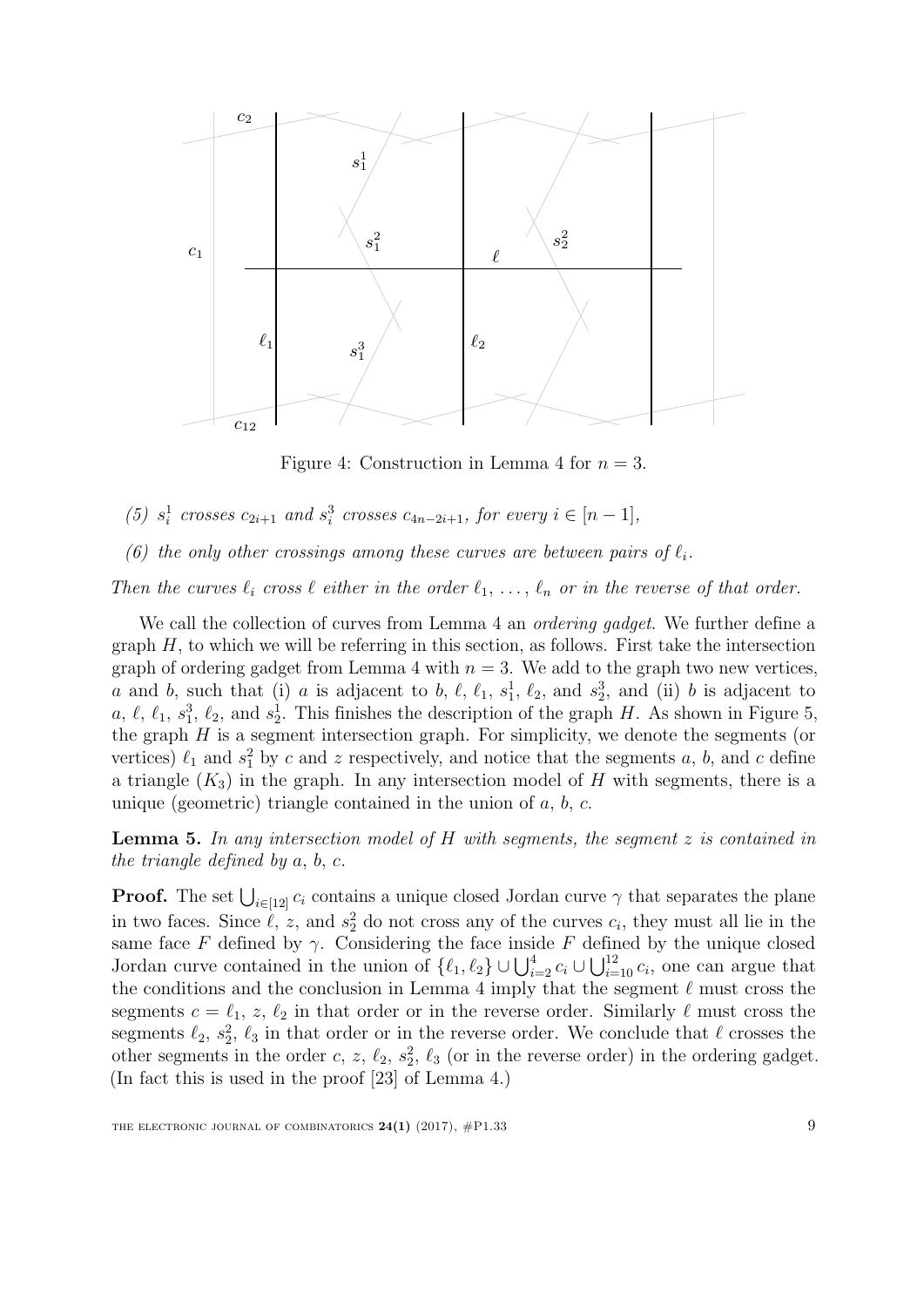Figure 4: Construction in Lemma 4 for $n = 3$.

*(5) $s_i^1$ crosses $c_{2i+1}$ and $s_i^3$ crosses $c_{4n-2i+1}$, for every $i \in [n-1]$,*

*(6) the only other crossings among these curves are between pairs of $\ell_i$.*

*Then the curves $\ell_i$ cross $\ell$ either in the order $\ell_1, \ldots, \ell_n$ or in the reverse of that order.*

We call the collection of curves from Lemma 4 an *ordering gadget*. We further define a graph $H$, to which we will be referring in this section, as follows. First take the intersection graph of ordering gadget from Lemma 4 with $n = 3$. We add to the graph two new vertices, $a$ and $b$, such that (i) $a$ is adjacent to $b$, $\ell$, $\ell_1$, $s_1^1$, $\ell_2$, and $s_2^3$, and (ii) $b$ is adjacent to $a$, $\ell$, $\ell_1$, $s_1^3$, $\ell_2$, and $s_2^1$. This finishes the description of the graph $H$. As shown in Figure 5, the graph $H$ is a segment intersection graph. For simplicity, we denote the segments (or vertices) $\ell_1$ and $s_1^2$ by $c$ and $z$ respectively, and notice that the segments $a$, $b$, and $c$ define a triangle ($K_3$) in the graph. In any intersection model of $H$ with segments, there is a unique (geometric) triangle contained in the union of $a$, $b$, $c$.

**Lemma 5.** *In any intersection model of $H$ with segments, the segment $z$ is contained in the triangle defined by $a$, $b$, $c$.*

**Proof.** The set $\bigcup_{i \in [12]} c_i$ contains a unique closed Jordan curve $\gamma$ that separates the plane in two faces. Since $\ell$, $z$, and $s_2^2$ do not cross any of the curves $c_i$, they must all lie in the same face $F$ defined by $\gamma$. Considering the face inside $F$ defined by the unique closed Jordan curve contained in the union of $\{\ell_1, \ell_2\} \cup \bigcup_{i=2}^{4} c_i \cup \bigcup_{i=10}^{12} c_i$, one can argue that the conditions and the conclusion in Lemma 4 imply that the segment $\ell$ must cross the segments $c = \ell_1$, $z$, $\ell_2$ in that order or in the reverse order. Similarly $\ell$ must cross the segments $\ell_2$, $s_2^2$, $\ell_3$ in that order or in the reverse order. We conclude that $\ell$ crosses the other segments in the order $c$, $z$, $\ell_2$, $s_2^2$, $\ell_3$ (or in the reverse order) in the ordering gadget. (In fact this is used in the proof [23] of Lemma 4.)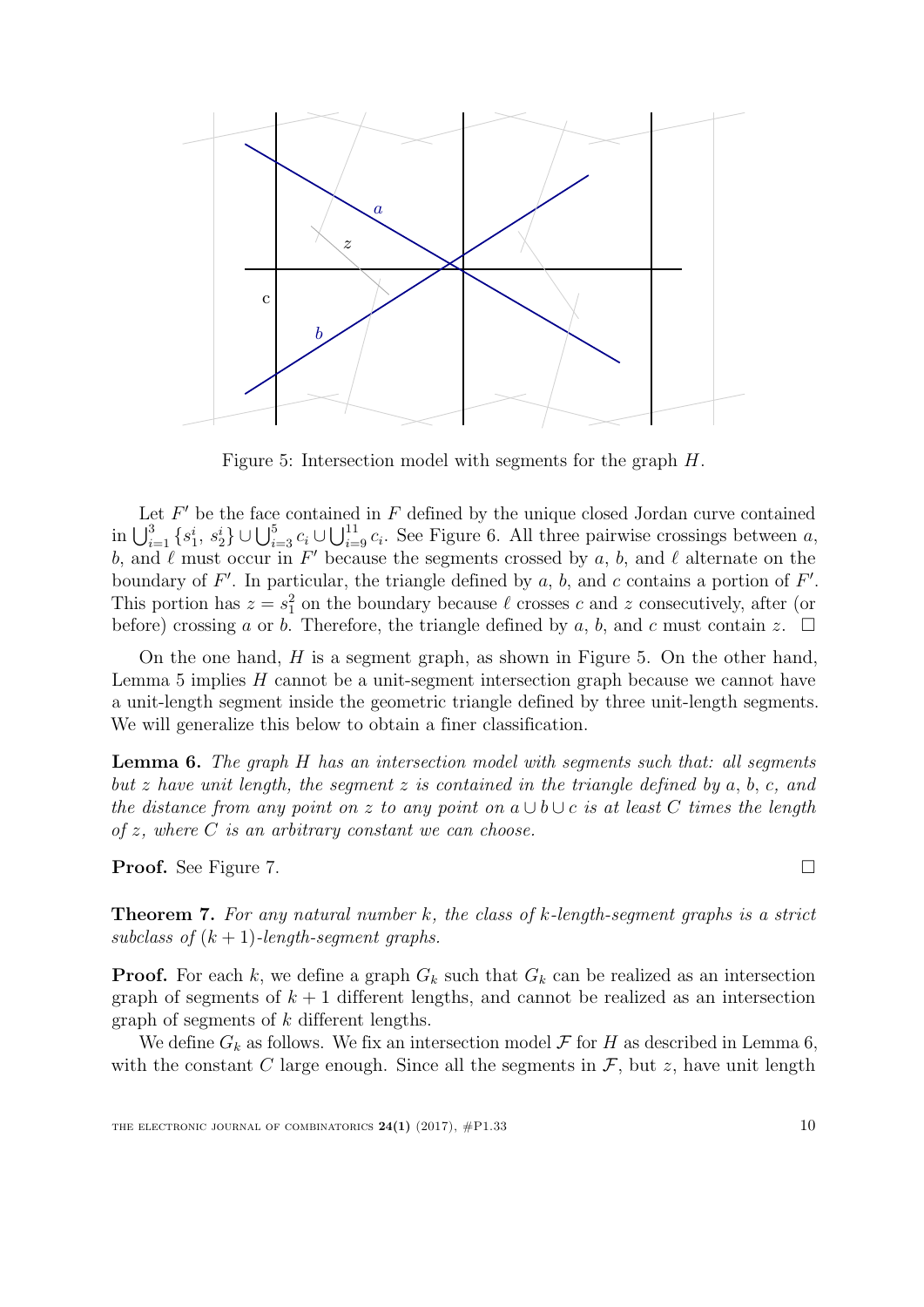Figure 5: Intersection model with segments for the graph $H$.

Let $F'$ be the face contained in $F$ defined by the unique closed Jordan curve contained in $\bigcup_{i=1}^{3}\{s_1^i,\, s_2^i\} \cup \bigcup_{i=3}^{5} c_i \cup \bigcup_{i=9}^{11} c_i$. See Figure 6. All three pairwise crossings between $a$, $b$, and $\ell$ must occur in $F'$ because the segments crossed by $a$, $b$, and $\ell$ alternate on the boundary of $F'$. In particular, the triangle defined by $a$, $b$, and $c$ contains a portion of $F'$. This portion has $z = s_1^2$ on the boundary because $\ell$ crosses $c$ and $z$ consecutively, after (or before) crossing $a$ or $b$. Therefore, the triangle defined by $a$, $b$, and $c$ must contain $z$. $\square$

On the one hand, $H$ is a segment graph, as shown in Figure 5. On the other hand, Lemma 5 implies $H$ cannot be a unit-segment intersection graph because we cannot have a unit-length segment inside the geometric triangle defined by three unit-length segments. We will generalize this below to obtain a finer classification.

**Lemma 6.** *The graph $H$ has an intersection model with segments such that: all segments but $z$ have unit length, the segment $z$ is contained in the triangle defined by $a$, $b$, $c$, and the distance from any point on $z$ to any point on $a \cup b \cup c$ is at least $C$ times the length of $z$, where $C$ is an arbitrary constant we can choose.*

**Proof.** See Figure 7. $\square$

**Theorem 7.** *For any natural number $k$, the class of $k$-length-segment graphs is a strict subclass of $(k+1)$-length-segment graphs.*

**Proof.** For each $k$, we define a graph $G_k$ such that $G_k$ can be realized as an intersection graph of segments of $k+1$ different lengths, and cannot be realized as an intersection graph of segments of $k$ different lengths.

We define $G_k$ as follows. We fix an intersection model $\mathcal{F}$ for $H$ as described in Lemma 6, with the constant $C$ large enough. Since all the segments in $\mathcal{F}$, but $z$, have unit length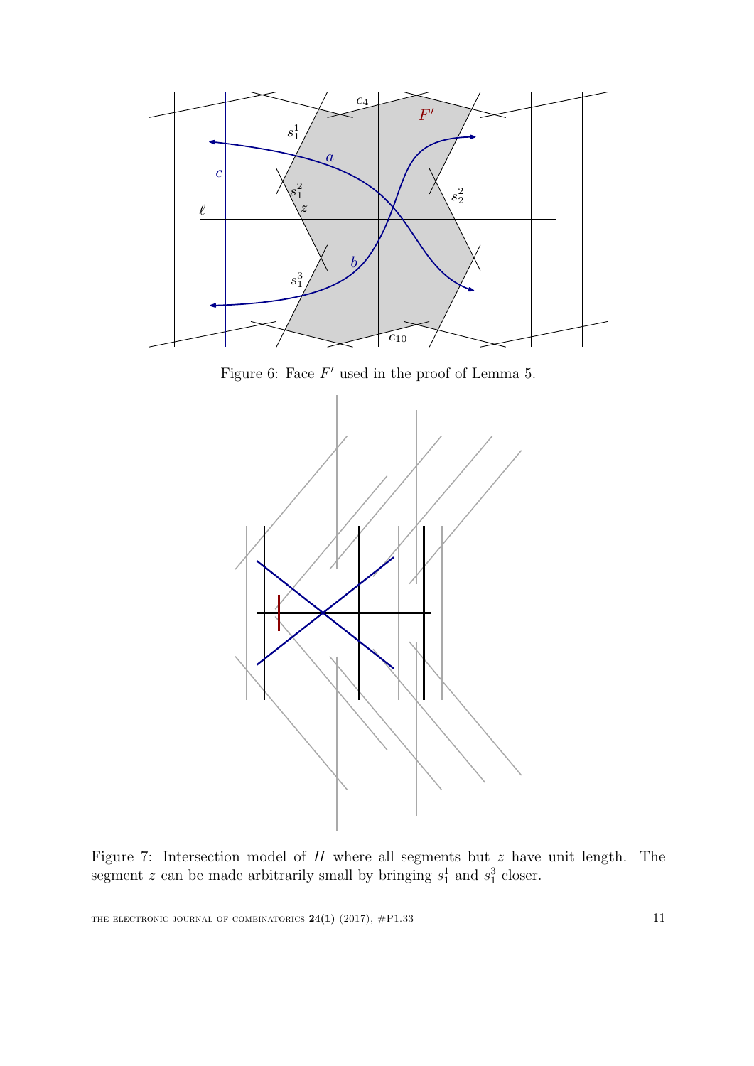Figure 6: Face $F'$ used in the proof of Lemma 5.

Figure 7: Intersection model of $H$ where all segments but $z$ have unit length. The segment $z$ can be made arbitrarily small by bringing $s_1^1$ and $s_1^3$ closer.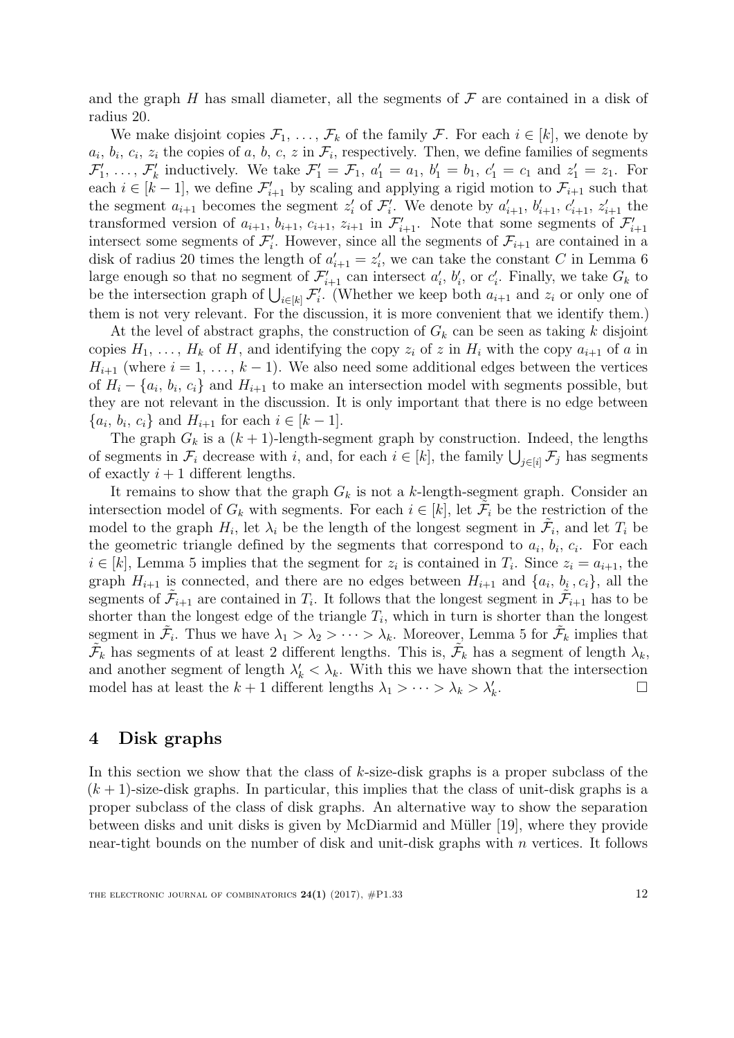and the graph $H$ has small diameter, all the segments of $\mathcal{F}$ are contained in a disk of radius 20.

We make disjoint copies $\mathcal{F}_1, \ldots, \mathcal{F}_k$ of the family $\mathcal{F}$. For each $i \in [k]$, we denote by $a_i$, $b_i$, $c_i$, $z_i$ the copies of $a$, $b$, $c$, $z$ in $\mathcal{F}_i$, respectively. Then, we define families of segments $\mathcal{F}'_1, \ldots, \mathcal{F}'_k$ inductively. We take $\mathcal{F}'_1 = \mathcal{F}_1$, $a'_1 = a_1$, $b'_1 = b_1$, $c'_1 = c_1$ and $z'_1 = z_1$. For each $i \in [k-1]$, we define $\mathcal{F}'_{i+1}$ by scaling and applying a rigid motion to $\mathcal{F}_{i+1}$ such that the segment $a_{i+1}$ becomes the segment $z'_i$ of $\mathcal{F}'_i$. We denote by $a'_{i+1}$, $b'_{i+1}$, $c'_{i+1}$, $z'_{i+1}$ the transformed version of $a_{i+1}$, $b_{i+1}$, $c_{i+1}$, $z_{i+1}$ in $\mathcal{F}'_{i+1}$. Note that some segments of $\mathcal{F}'_{i+1}$ intersect some segments of $\mathcal{F}'_i$. However, since all the segments of $\mathcal{F}_{i+1}$ are contained in a disk of radius 20 times the length of $a'_{i+1} = z'_i$, we can take the constant $C$ in Lemma 6 large enough so that no segment of $\mathcal{F}'_{i+1}$ can intersect $a'_i$, $b'_i$, or $c'_i$. Finally, we take $G_k$ to be the intersection graph of $\bigcup_{i \in [k]} \mathcal{F}'_i$. (Whether we keep both $a_{i+1}$ and $z_i$ or only one of them is not very relevant. For the discussion, it is more convenient that we identify them.)

At the level of abstract graphs, the construction of $G_k$ can be seen as taking $k$ disjoint copies $H_1, \ldots, H_k$ of $H$, and identifying the copy $z_i$ of $z$ in $H_i$ with the copy $a_{i+1}$ of $a$ in $H_{i+1}$ (where $i = 1, \ldots, k-1$). We also need some additional edges between the vertices of $H_i - \{a_i, b_i, c_i\}$ and $H_{i+1}$ to make an intersection model with segments possible, but they are not relevant in the discussion. It is only important that there is no edge between $\{a_i, b_i, c_i\}$ and $H_{i+1}$ for each $i \in [k-1]$.

The graph $G_k$ is a $(k+1)$-length-segment graph by construction. Indeed, the lengths of segments in $\mathcal{F}_i$ decrease with $i$, and, for each $i \in [k]$, the family $\bigcup_{j \in [i]} \mathcal{F}_j$ has segments of exactly $i+1$ different lengths.

It remains to show that the graph $G_k$ is not a $k$-length-segment graph. Consider an intersection model of $G_k$ with segments. For each $i \in [k]$, let $\tilde{\mathcal{F}}_i$ be the restriction of the model to the graph $H_i$, let $\lambda_i$ be the length of the longest segment in $\tilde{\mathcal{F}}_i$, and let $T_i$ be the geometric triangle defined by the segments that correspond to $a_i$, $b_i$, $c_i$. For each $i \in [k]$, Lemma 5 implies that the segment for $z_i$ is contained in $T_i$. Since $z_i = a_{i+1}$, the graph $H_{i+1}$ is connected, and there are no edges between $H_{i+1}$ and $\{a_i, b_i, c_i\}$, all the segments of $\tilde{\mathcal{F}}_{i+1}$ are contained in $T_i$. It follows that the longest segment in $\tilde{\mathcal{F}}_{i+1}$ has to be shorter than the longest edge of the triangle $T_i$, which in turn is shorter than the longest segment in $\tilde{\mathcal{F}}_i$. Thus we have $\lambda_1 > \lambda_2 > \cdots > \lambda_k$. Moreover, Lemma 5 for $\tilde{\mathcal{F}}_k$ implies that $\tilde{\mathcal{F}}_k$ has segments of at least 2 different lengths. This is, $\tilde{\mathcal{F}}_k$ has a segment of length $\lambda_k$, and another segment of length $\lambda'_k < \lambda_k$. With this we have shown that the intersection model has at least the $k+1$ different lengths $\lambda_1 > \cdots > \lambda_k > \lambda'_k$. □

## 4 Disk graphs

In this section we show that the class of $k$-size-disk graphs is a proper subclass of the $(k+1)$-size-disk graphs. In particular, this implies that the class of unit-disk graphs is a proper subclass of the class of disk graphs. An alternative way to show the separation between disks and unit disks is given by McDiarmid and Müller [19], where they provide near-tight bounds on the number of disk and unit-disk graphs with $n$ vertices. It follows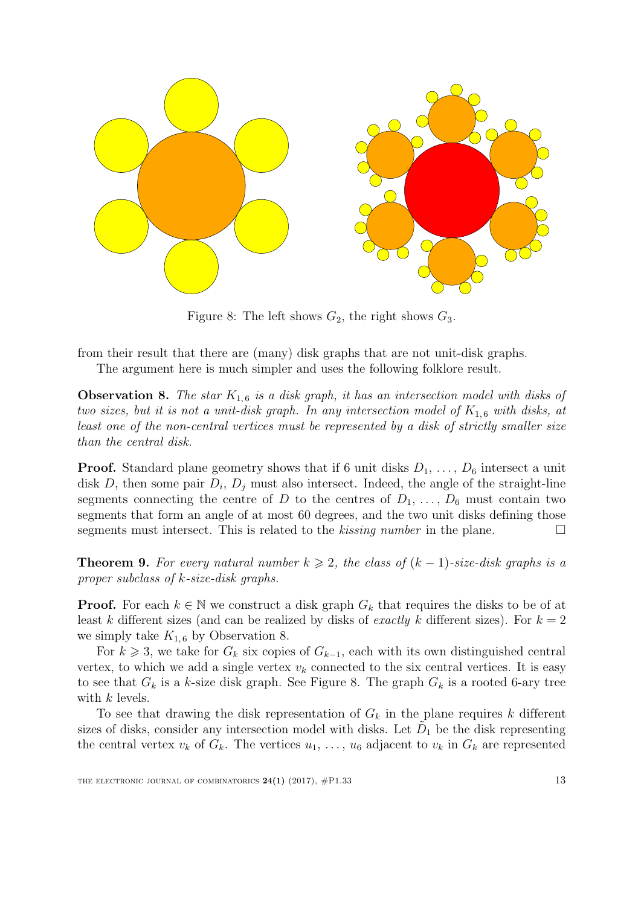Figure 8: The left shows $G_2$, the right shows $G_3$.

from their result that there are (many) disk graphs that are not unit-disk graphs.

The argument here is much simpler and uses the following folklore result.

**Observation 8.** *The star $K_{1,6}$ is a disk graph, it has an intersection model with disks of two sizes, but it is not a unit-disk graph. In any intersection model of $K_{1,6}$ with disks, at least one of the non-central vertices must be represented by a disk of strictly smaller size than the central disk.*

**Proof.** Standard plane geometry shows that if 6 unit disks $D_1, \ldots, D_6$ intersect a unit disk $D$, then some pair $D_i$, $D_j$ must also intersect. Indeed, the angle of the straight-line segments connecting the centre of $D$ to the centres of $D_1, \ldots, D_6$ must contain two segments that form an angle of at most 60 degrees, and the two unit disks defining those segments must intersect. This is related to the *kissing number* in the plane. □

**Theorem 9.** *For every natural number $k \geqslant 2$, the class of $(k-1)$-size-disk graphs is a proper subclass of $k$-size-disk graphs.*

**Proof.** For each $k \in \mathbb{N}$ we construct a disk graph $G_k$ that requires the disks to be of at least $k$ different sizes (and can be realized by disks of *exactly* $k$ different sizes). For $k = 2$ we simply take $K_{1,6}$ by Observation 8.

For $k \geqslant 3$, we take for $G_k$ six copies of $G_{k-1}$, each with its own distinguished central vertex, to which we add a single vertex $v_k$ connected to the six central vertices. It is easy to see that $G_k$ is a $k$-size disk graph. See Figure 8. The graph $G_k$ is a rooted 6-ary tree with $k$ levels.

To see that drawing the disk representation of $G_k$ in the plane requires $k$ different sizes of disks, consider any intersection model with disks. Let $\tilde{D}_1$ be the disk representing the central vertex $v_k$ of $G_k$. The vertices $u_1, \ldots, u_6$ adjacent to $v_k$ in $G_k$ are represented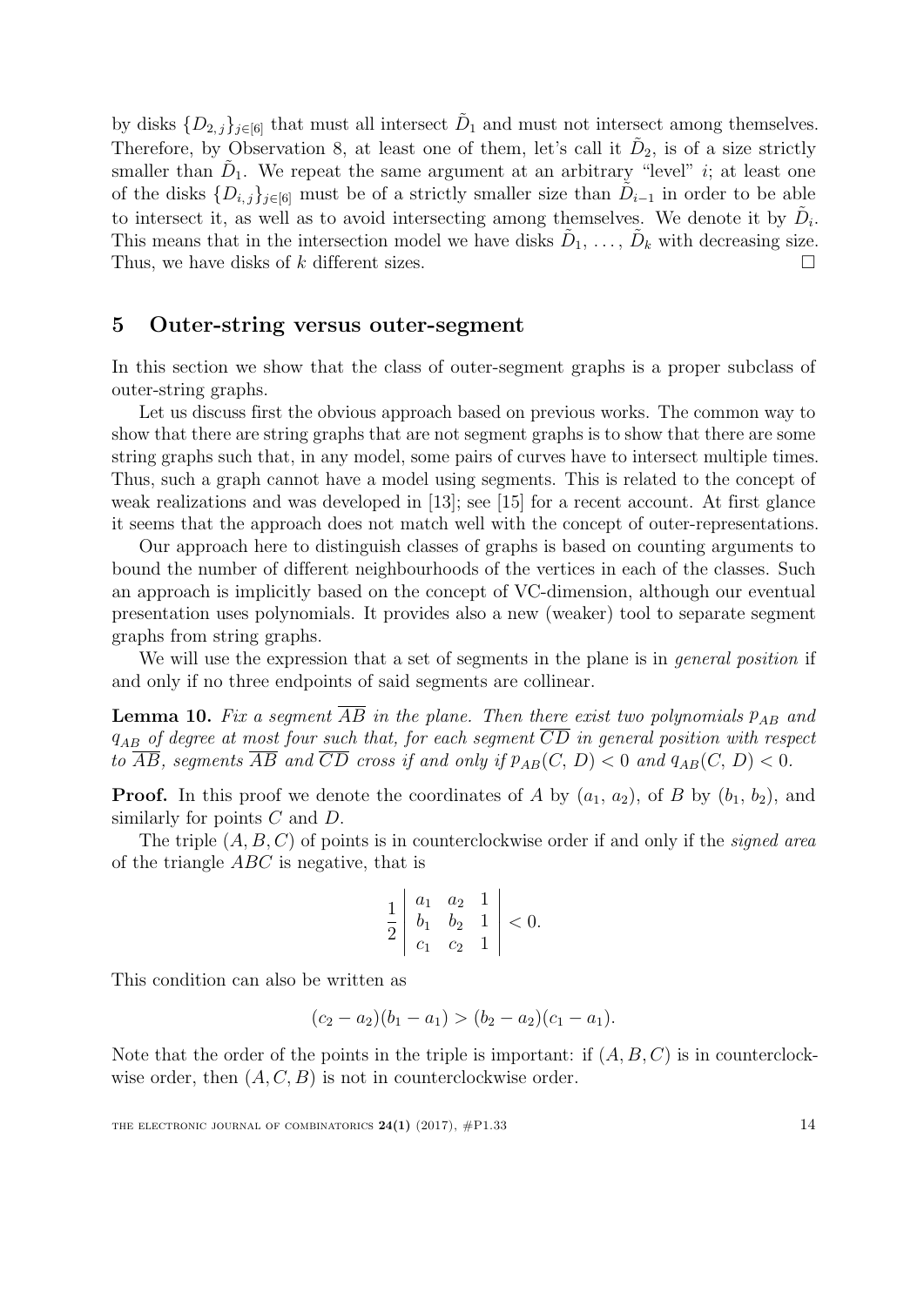by disks $\{D_{2,j}\}_{j\in[6]}$ that must all intersect $\tilde{D}_1$ and must not intersect among themselves. Therefore, by Observation 8, at least one of them, let's call it $\tilde{D}_2$, is of a size strictly smaller than $\tilde{D}_1$. We repeat the same argument at an arbitrary "level" $i$; at least one of the disks $\{D_{i,j}\}_{j\in[6]}$ must be of a strictly smaller size than $\tilde{D}_{i-1}$ in order to be able to intersect it, as well as to avoid intersecting among themselves. We denote it by $\tilde{D}_i$. This means that in the intersection model we have disks $\tilde{D}_1, \ldots, \tilde{D}_k$ with decreasing size. Thus, we have disks of $k$ different sizes. □

## 5 Outer-string versus outer-segment

In this section we show that the class of outer-segment graphs is a proper subclass of outer-string graphs.

Let us discuss first the obvious approach based on previous works. The common way to show that there are string graphs that are not segment graphs is to show that there are some string graphs such that, in any model, some pairs of curves have to intersect multiple times. Thus, such a graph cannot have a model using segments. This is related to the concept of weak realizations and was developed in [13]; see [15] for a recent account. At first glance it seems that the approach does not match well with the concept of outer-representations.

Our approach here to distinguish classes of graphs is based on counting arguments to bound the number of different neighbourhoods of the vertices in each of the classes. Such an approach is implicitly based on the concept of VC-dimension, although our eventual presentation uses polynomials. It provides also a new (weaker) tool to separate segment graphs from string graphs.

We will use the expression that a set of segments in the plane is in *general position* if and only if no three endpoints of said segments are collinear.

**Lemma 10.** *Fix a segment $\overline{AB}$ in the plane. Then there exist two polynomials $p_{AB}$ and $q_{AB}$ of degree at most four such that, for each segment $\overline{CD}$ in general position with respect to $\overline{AB}$, segments $\overline{AB}$ and $\overline{CD}$ cross if and only if $p_{AB}(C, D) < 0$ and $q_{AB}(C, D) < 0$.*

**Proof.** In this proof we denote the coordinates of $A$ by $(a_1, a_2)$, of $B$ by $(b_1, b_2)$, and similarly for points $C$ and $D$.

The triple $(A, B, C)$ of points is in counterclockwise order if and only if the *signed area* of the triangle $ABC$ is negative, that is

$$\frac{1}{2}\begin{vmatrix} a_1 & a_2 & 1 \\ b_1 & b_2 & 1 \\ c_1 & c_2 & 1 \end{vmatrix} < 0.$$

This condition can also be written as

$$(c_2 - a_2)(b_1 - a_1) > (b_2 - a_2)(c_1 - a_1).$$

Note that the order of the points in the triple is important: if $(A, B, C)$ is in counterclockwise order, then $(A, C, B)$ is not in counterclockwise order.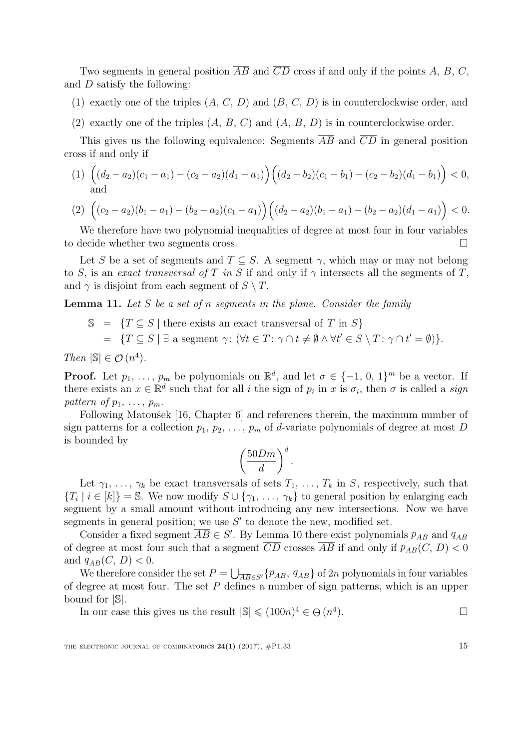Two segments in general position $\overline{AB}$ and $\overline{CD}$ cross if and only if the points $A$, $B$, $C$, and $D$ satisfy the following:

(1) exactly one of the triples $(A, C, D)$ and $(B, C, D)$ is in counterclockwise order, and

(2) exactly one of the triples $(A, B, C)$ and $(A, B, D)$ is in counterclockwise order.

This gives us the following equivalence: Segments $\overline{AB}$ and $\overline{CD}$ in general position cross if and only if

(1) $\Big((d_2 - a_2)(c_1 - a_1) - (c_2 - a_2)(d_1 - a_1)\Big)\Big((d_2 - b_2)(c_1 - b_1) - (c_2 - b_2)(d_1 - b_1)\Big) < 0$, and

(2) $\Big((c_2 - a_2)(b_1 - a_1) - (b_2 - a_2)(c_1 - a_1)\Big)\Big((d_2 - a_2)(b_1 - a_1) - (b_2 - a_2)(d_1 - a_1)\Big) < 0$.

We therefore have two polynomial inequalities of degree at most four in four variables to decide whether two segments cross. □

Let $S$ be a set of segments and $T \subseteq S$. A segment $\gamma$, which may or may not belong to $S$, is an *exact transversal of $T$ in $S$* if and only if $\gamma$ intersects all the segments of $T$, and $\gamma$ is disjoint from each segment of $S \setminus T$.

**Lemma 11.** *Let $S$ be a set of $n$ segments in the plane. Consider the family*

$$\begin{aligned}\mathbb{S} &= \{T \subseteq S \mid \text{there exists an exact transversal of } T \text{ in } S\}\\ &= \{T \subseteq S \mid \exists \text{ a segment } \gamma\colon (\forall t \in T\colon \gamma \cap t \neq \emptyset \wedge \forall t' \in S \setminus T\colon \gamma \cap t' = \emptyset)\}.\end{aligned}$$

*Then $|\mathbb{S}| \in \mathcal{O}(n^4)$.*

**Proof.** Let $p_1, \ldots, p_m$ be polynomials on $\mathbb{R}^d$, and let $\sigma \in \{-1, 0, 1\}^m$ be a vector. If there exists an $x \in \mathbb{R}^d$ such that for all $i$ the sign of $p_i$ in $x$ is $\sigma_i$, then $\sigma$ is called a *sign pattern of* $p_1, \ldots, p_m$.

Following Matoušek [16, Chapter 6] and references therein, the maximum number of sign patterns for a collection $p_1, p_2, \ldots, p_m$ of $d$-variate polynomials of degree at most $D$ is bounded by

$$\left(\frac{50Dm}{d}\right)^d.$$

Let $\gamma_1, \ldots, \gamma_k$ be exact transversals of sets $T_1, \ldots, T_k$ in $S$, respectively, such that $\{T_i \mid i \in [k]\} = \mathbb{S}$. We now modify $S \cup \{\gamma_1, \ldots, \gamma_k\}$ to general position by enlarging each segment by a small amount without introducing any new intersections. Now we have segments in general position; we use $S'$ to denote the new, modified set.

Consider a fixed segment $\overline{AB} \in S'$. By Lemma 10 there exist polynomials $p_{AB}$ and $q_{AB}$ of degree at most four such that a segment $\overline{CD}$ crosses $\overline{AB}$ if and only if $p_{AB}(C, D) < 0$ and $q_{AB}(C, D) < 0$.

We therefore consider the set $P = \bigcup_{\overline{AB} \in S'}\{p_{AB}, q_{AB}\}$ of $2n$ polynomials in four variables of degree at most four. The set $P$ defines a number of sign patterns, which is an upper bound for $|\mathbb{S}|$.

In our case this gives us the result $|\mathbb{S}| \leqslant (100n)^4 \in \Theta(n^4)$. □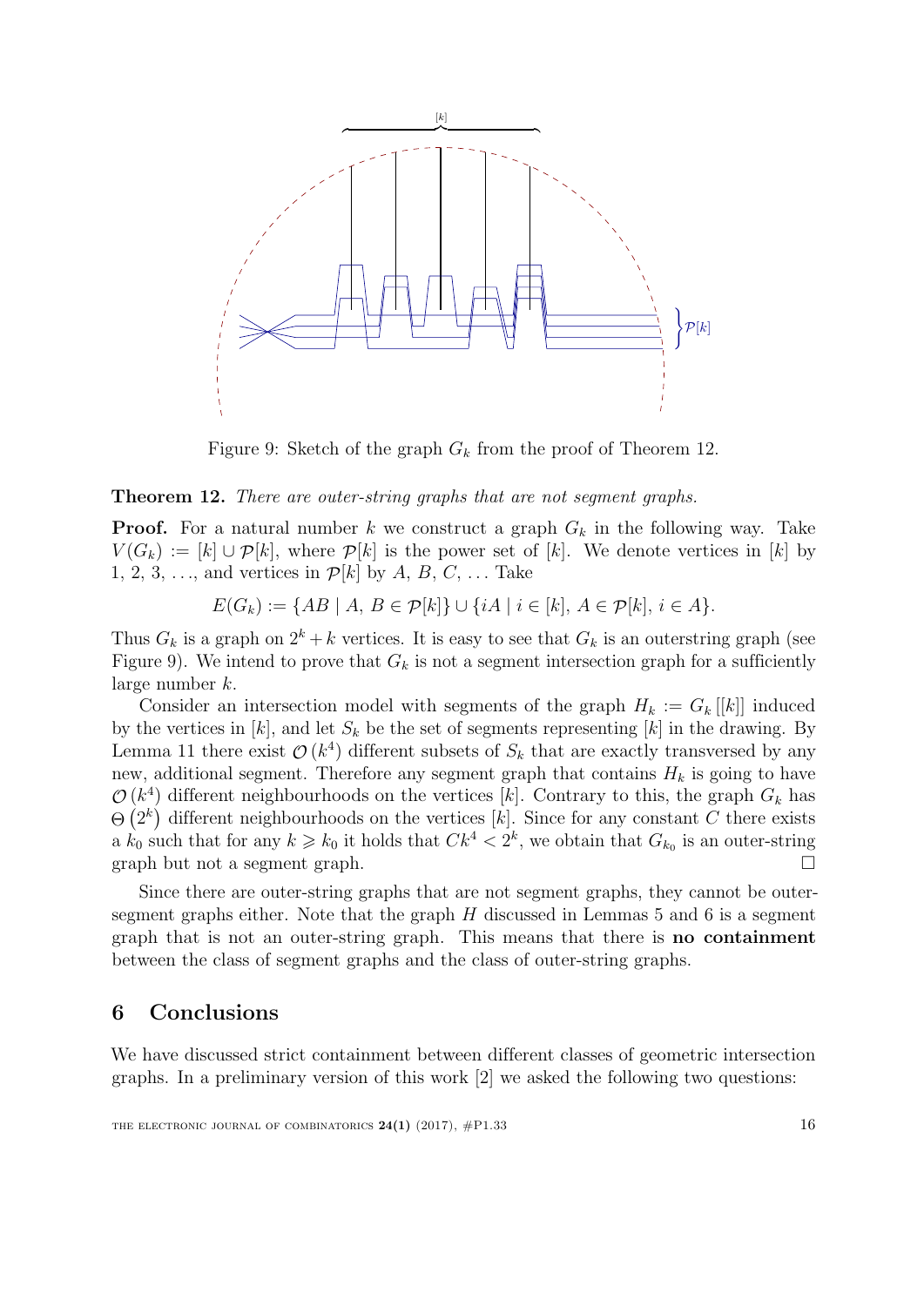Figure 9: Sketch of the graph $G_k$ from the proof of Theorem 12.

**Theorem 12.** *There are outer-string graphs that are not segment graphs.*

**Proof.** For a natural number $k$ we construct a graph $G_k$ in the following way. Take $V(G_k) := [k] \cup \mathcal{P}[k]$, where $\mathcal{P}[k]$ is the power set of $[k]$. We denote vertices in $[k]$ by 1, 2, 3, …, and vertices in $\mathcal{P}[k]$ by $A$, $B$, $C$, … Take

$$E(G_k) := \{AB \mid A,\, B \in \mathcal{P}[k]\} \cup \{iA \mid i \in [k],\, A \in \mathcal{P}[k],\, i \in A\}.$$

Thus $G_k$ is a graph on $2^k + k$ vertices. It is easy to see that $G_k$ is an outerstring graph (see Figure 9). We intend to prove that $G_k$ is not a segment intersection graph for a sufficiently large number $k$.

Consider an intersection model with segments of the graph $H_k := G_k\,[[k]]$ induced by the vertices in $[k]$, and let $S_k$ be the set of segments representing $[k]$ in the drawing. By Lemma 11 there exist $\mathcal{O}\left(k^4\right)$ different subsets of $S_k$ that are exactly transversed by any new, additional segment. Therefore any segment graph that contains $H_k$ is going to have $\mathcal{O}\left(k^4\right)$ different neighbourhoods on the vertices $[k]$. Contrary to this, the graph $G_k$ has $\Theta\left(2^k\right)$ different neighbourhoods on the vertices $[k]$. Since for any constant $C$ there exists a $k_0$ such that for any $k \geqslant k_0$ it holds that $Ck^4 < 2^k$, we obtain that $G_{k_0}$ is an outer-string graph but not a segment graph. $\square$

Since there are outer-string graphs that are not segment graphs, they cannot be outer-segment graphs either. Note that the graph $H$ discussed in Lemmas 5 and 6 is a segment graph that is not an outer-string graph. This means that there is **no containment** between the class of segment graphs and the class of outer-string graphs.

## 6 Conclusions

We have discussed strict containment between different classes of geometric intersection graphs. In a preliminary version of this work [2] we asked the following two questions: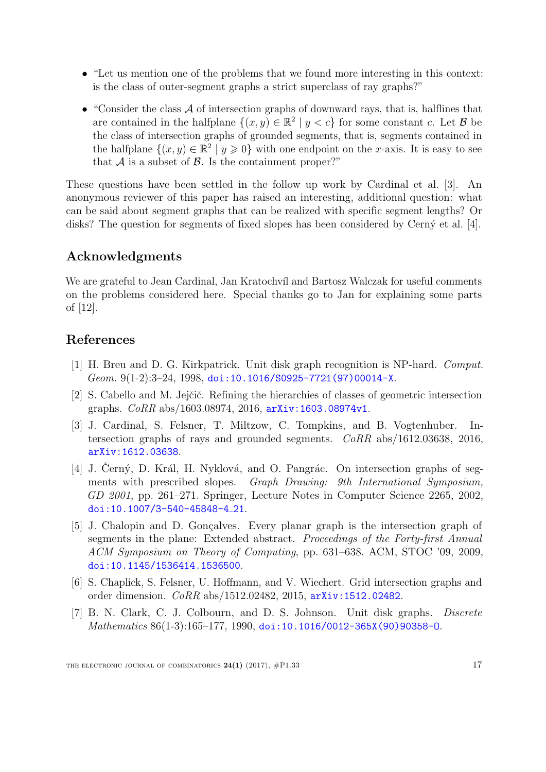- "Let us mention one of the problems that we found more interesting in this context: is the class of outer-segment graphs a strict superclass of ray graphs?"
- "Consider the class $\mathcal{A}$ of intersection graphs of downward rays, that is, halflines that are contained in the halfplane $\{(x, y) \in \mathbb{R}^2 \mid y < c\}$ for some constant $c$. Let $\mathcal{B}$ be the class of intersection graphs of grounded segments, that is, segments contained in the halfplane $\{(x, y) \in \mathbb{R}^2 \mid y \geqslant 0\}$ with one endpoint on the $x$-axis. It is easy to see that $\mathcal{A}$ is a subset of $\mathcal{B}$. Is the containment proper?"

These questions have been settled in the follow up work by Cardinal et al. [3]. An anonymous reviewer of this paper has raised an interesting, additional question: what can be said about segment graphs that can be realized with specific segment lengths? Or disks? The question for segments of fixed slopes has been considered by Cerný et al. [4].

## Acknowledgments

We are grateful to Jean Cardinal, Jan Kratochvíl and Bartosz Walczak for useful comments on the problems considered here. Special thanks go to Jan for explaining some parts of [12].

## References

[1] H. Breu and D. G. Kirkpatrick. Unit disk graph recognition is NP-hard. *Comput. Geom.* 9(1-2):3–24, 1998, doi:10.1016/S0925-7721(97)00014-X.

[2] S. Cabello and M. Jejčič. Refining the hierarchies of classes of geometric intersection graphs. *CoRR* abs/1603.08974, 2016, arXiv:1603.08974v1.

[3] J. Cardinal, S. Felsner, T. Miltzow, C. Tompkins, and B. Vogtenhuber. Intersection graphs of rays and grounded segments. *CoRR* abs/1612.03638, 2016, arXiv:1612.03638.

[4] J. Černý, D. Král, H. Nyklová, and O. Pangrác. On intersection graphs of segments with prescribed slopes. *Graph Drawing: 9th International Symposium, GD 2001*, pp. 261–271. Springer, Lecture Notes in Computer Science 2265, 2002, doi:10.1007/3-540-45848-4_21.

[5] J. Chalopin and D. Gonçalves. Every planar graph is the intersection graph of segments in the plane: Extended abstract. *Proceedings of the Forty-first Annual ACM Symposium on Theory of Computing*, pp. 631–638. ACM, STOC '09, 2009, doi:10.1145/1536414.1536500.

[6] S. Chaplick, S. Felsner, U. Hoffmann, and V. Wiechert. Grid intersection graphs and order dimension. *CoRR* abs/1512.02482, 2015, arXiv:1512.02482.

[7] B. N. Clark, C. J. Colbourn, and D. S. Johnson. Unit disk graphs. *Discrete Mathematics* 86(1-3):165–177, 1990, doi:10.1016/0012-365X(90)90358-O.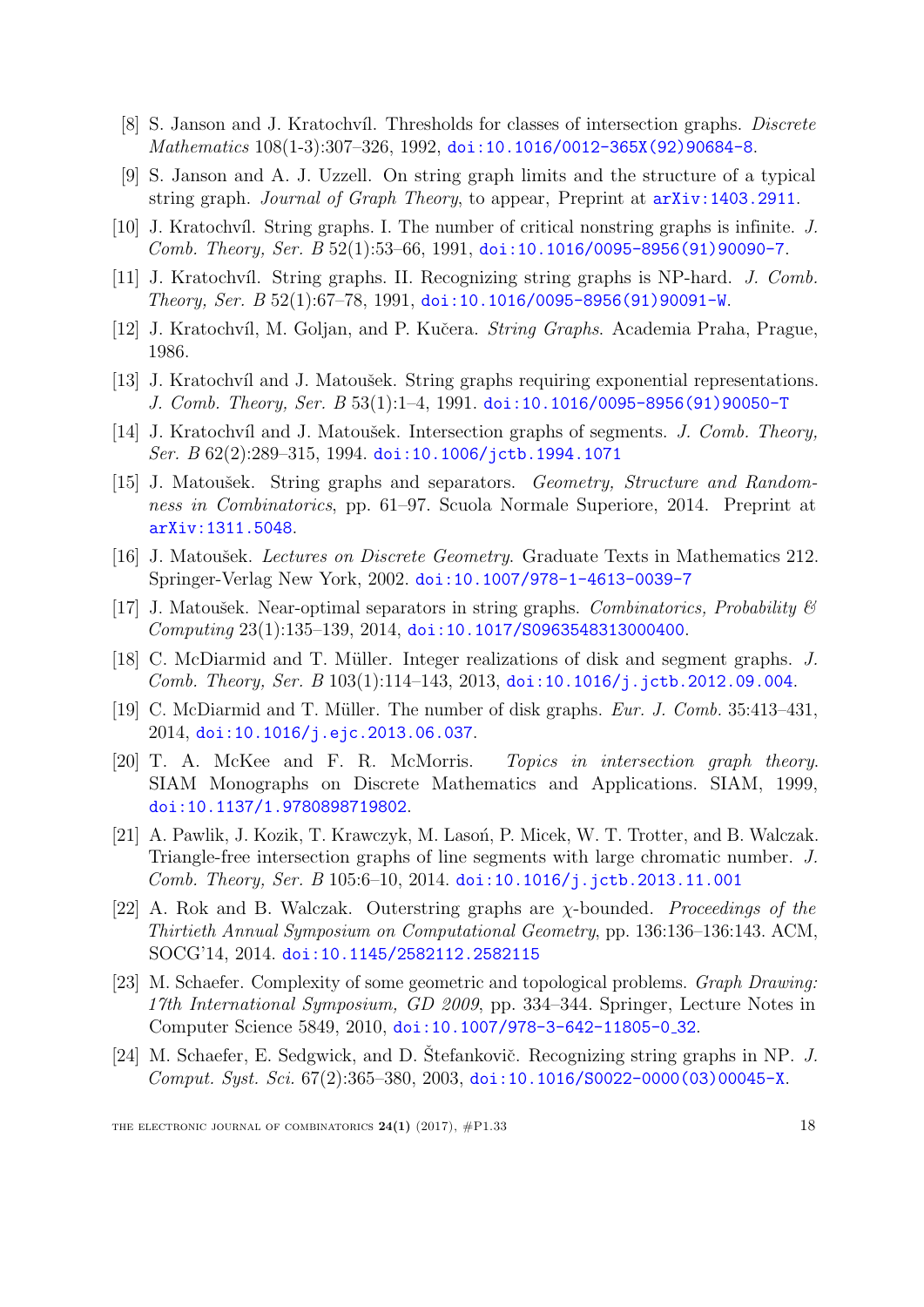[8] S. Janson and J. Kratochvíl. Thresholds for classes of intersection graphs. *Discrete Mathematics* 108(1-3):307–326, 1992, doi:10.1016/0012-365X(92)90684-8.

[9] S. Janson and A. J. Uzzell. On string graph limits and the structure of a typical string graph. *Journal of Graph Theory*, to appear, Preprint at arXiv:1403.2911.

[10] J. Kratochvíl. String graphs. I. The number of critical nonstring graphs is infinite. *J. Comb. Theory, Ser. B* 52(1):53–66, 1991, doi:10.1016/0095-8956(91)90090-7.

[11] J. Kratochvíl. String graphs. II. Recognizing string graphs is NP-hard. *J. Comb. Theory, Ser. B* 52(1):67–78, 1991, doi:10.1016/0095-8956(91)90091-W.

[12] J. Kratochvíl, M. Goljan, and P. Kučera. *String Graphs*. Academia Praha, Prague, 1986.

[13] J. Kratochvíl and J. Matoušek. String graphs requiring exponential representations. *J. Comb. Theory, Ser. B* 53(1):1–4, 1991. doi:10.1016/0095-8956(91)90050-T

[14] J. Kratochvíl and J. Matoušek. Intersection graphs of segments. *J. Comb. Theory, Ser. B* 62(2):289–315, 1994. doi:10.1006/jctb.1994.1071

[15] J. Matoušek. String graphs and separators. *Geometry, Structure and Randomness in Combinatorics*, pp. 61–97. Scuola Normale Superiore, 2014. Preprint at arXiv:1311.5048.

[16] J. Matoušek. *Lectures on Discrete Geometry*. Graduate Texts in Mathematics 212. Springer-Verlag New York, 2002. doi:10.1007/978-1-4613-0039-7

[17] J. Matoušek. Near-optimal separators in string graphs. *Combinatorics, Probability & Computing* 23(1):135–139, 2014, doi:10.1017/S0963548313000400.

[18] C. McDiarmid and T. Müller. Integer realizations of disk and segment graphs. *J. Comb. Theory, Ser. B* 103(1):114–143, 2013, doi:10.1016/j.jctb.2012.09.004.

[19] C. McDiarmid and T. Müller. The number of disk graphs. *Eur. J. Comb.* 35:413–431, 2014, doi:10.1016/j.ejc.2013.06.037.

[20] T. A. McKee and F. R. McMorris. *Topics in intersection graph theory*. SIAM Monographs on Discrete Mathematics and Applications. SIAM, 1999, doi:10.1137/1.9780898719802.

[21] A. Pawlik, J. Kozik, T. Krawczyk, M. Lasoń, P. Micek, W. T. Trotter, and B. Walczak. Triangle-free intersection graphs of line segments with large chromatic number. *J. Comb. Theory, Ser. B* 105:6–10, 2014. doi:10.1016/j.jctb.2013.11.001

[22] A. Rok and B. Walczak. Outerstring graphs are $\chi$-bounded. *Proceedings of the Thirtieth Annual Symposium on Computational Geometry*, pp. 136:136–136:143. ACM, SOCG'14, 2014. doi:10.1145/2582112.2582115

[23] M. Schaefer. Complexity of some geometric and topological problems. *Graph Drawing: 17th International Symposium, GD 2009*, pp. 334–344. Springer, Lecture Notes in Computer Science 5849, 2010, doi:10.1007/978-3-642-11805-0_32.

[24] M. Schaefer, E. Sedgwick, and D. Štefankovič. Recognizing string graphs in NP. *J. Comput. Syst. Sci.* 67(2):365–380, 2003, doi:10.1016/S0022-0000(03)00045-X.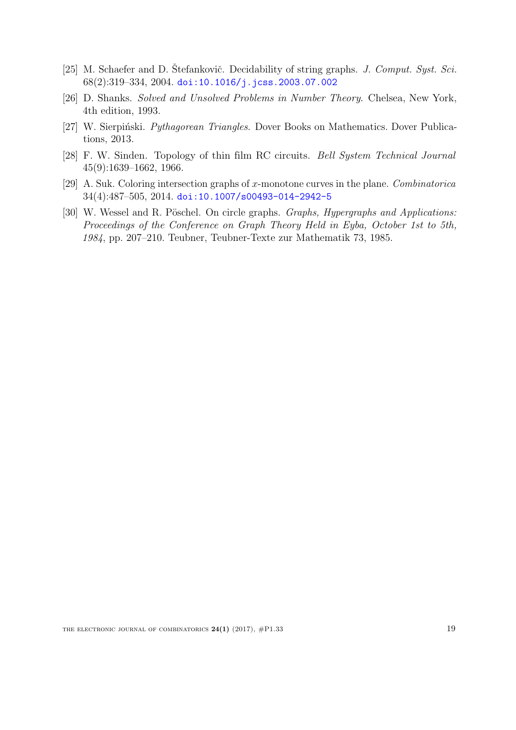[25] M. Schaefer and D. Štefankovič. Decidability of string graphs. *J. Comput. Syst. Sci.* 68(2):319–334, 2004. doi:10.1016/j.jcss.2003.07.002

[26] D. Shanks. *Solved and Unsolved Problems in Number Theory*. Chelsea, New York, 4th edition, 1993.

[27] W. Sierpiński. *Pythagorean Triangles*. Dover Books on Mathematics. Dover Publications, 2013.

[28] F. W. Sinden. Topology of thin film RC circuits. *Bell System Technical Journal* 45(9):1639–1662, 1966.

[29] A. Suk. Coloring intersection graphs of $x$-monotone curves in the plane. *Combinatorica* 34(4):487–505, 2014. doi:10.1007/s00493-014-2942-5

[30] W. Wessel and R. Pöschel. On circle graphs. *Graphs, Hypergraphs and Applications: Proceedings of the Conference on Graph Theory Held in Eyba, October 1st to 5th, 1984*, pp. 207–210. Teubner, Teubner-Texte zur Mathematik 73, 1985.